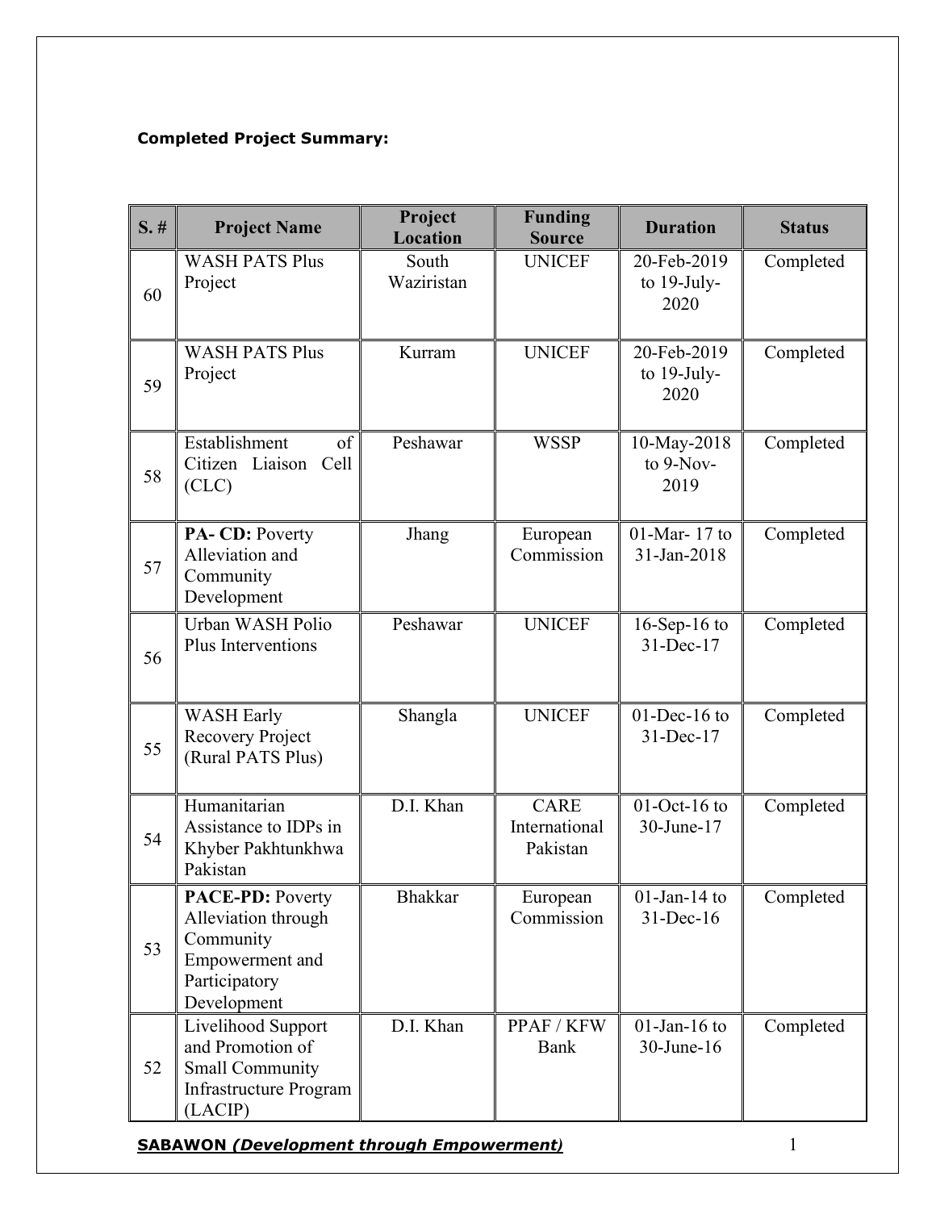**Completed Project Summary:**

| S. # | Project Name | Project Location | Funding Source | Duration | Status |
|---|---|---|---|---|---|
| 60 | WASH PATS Plus Project | South Waziristan | UNICEF | 20-Feb-2019 to 19-July-2020 | Completed |
| 59 | WASH PATS Plus Project | Kurram | UNICEF | 20-Feb-2019 to 19-July-2020 | Completed |
| 58 | Establishment of Citizen Liaison Cell (CLC) | Peshawar | WSSP | 10-May-2018 to 9-Nov-2019 | Completed |
| 57 | **PA- CD:** Poverty Alleviation and Community Development | Jhang | European Commission | 01-Mar- 17 to 31-Jan-2018 | Completed |
| 56 | Urban WASH Polio Plus Interventions | Peshawar | UNICEF | 16-Sep-16 to 31-Dec-17 | Completed |
| 55 | WASH Early Recovery Project (Rural PATS Plus) | Shangla | UNICEF | 01-Dec-16 to 31-Dec-17 | Completed |
| 54 | Humanitarian Assistance to IDPs in Khyber Pakhtunkhwa Pakistan | D.I. Khan | CARE International Pakistan | 01-Oct-16 to 30-June-17 | Completed |
| 53 | **PACE-PD:** Poverty Alleviation through Community Empowerment and Participatory Development | Bhakkar | European Commission | 01-Jan-14 to 31-Dec-16 | Completed |
| 52 | Livelihood Support and Promotion of Small Community Infrastructure Program (LACIP) | D.I. Khan | PPAF / KFW Bank | 01-Jan-16 to 30-June-16 | Completed |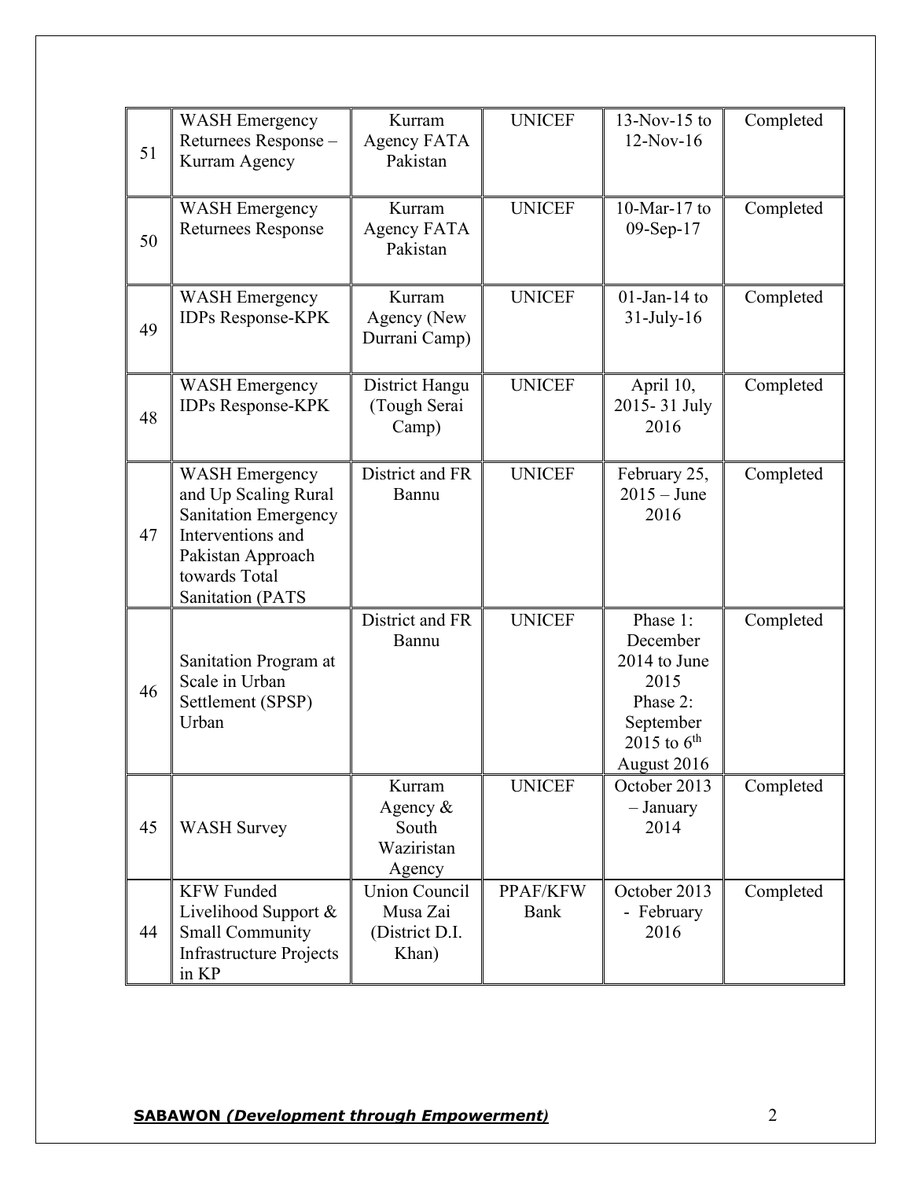| 51 | WASH Emergency Returnees Response – Kurram Agency | Kurram Agency FATA Pakistan | UNICEF | 13-Nov-15 to 12-Nov-16 | Completed |
|---|---|---|---|---|---|
| 50 | WASH Emergency Returnees Response | Kurram Agency FATA Pakistan | UNICEF | 10-Mar-17 to 09-Sep-17 | Completed |
| 49 | WASH Emergency IDPs Response-KPK | Kurram Agency (New Durrani Camp) | UNICEF | 01-Jan-14 to 31-July-16 | Completed |
| 48 | WASH Emergency IDPs Response-KPK | District Hangu (Tough Serai Camp) | UNICEF | April 10, 2015- 31 July 2016 | Completed |
| 47 | WASH Emergency and Up Scaling Rural Sanitation Emergency Interventions and Pakistan Approach towards Total Sanitation (PATS | District and FR Bannu | UNICEF | February 25, 2015 – June 2016 | Completed |
| 46 | Sanitation Program at Scale in Urban Settlement (SPSP) Urban | District and FR Bannu | UNICEF | Phase 1: December 2014 to June 2015 Phase 2: September 2015 to 6th August 2016 | Completed |
| 45 | WASH Survey | Kurram Agency & South Waziristan Agency | UNICEF | October 2013 – January 2014 | Completed |
| 44 | KFW Funded Livelihood Support & Small Community Infrastructure Projects in KP | Union Council Musa Zai (District D.I. Khan) | PPAF/KFW Bank | October 2013 - February 2016 | Completed |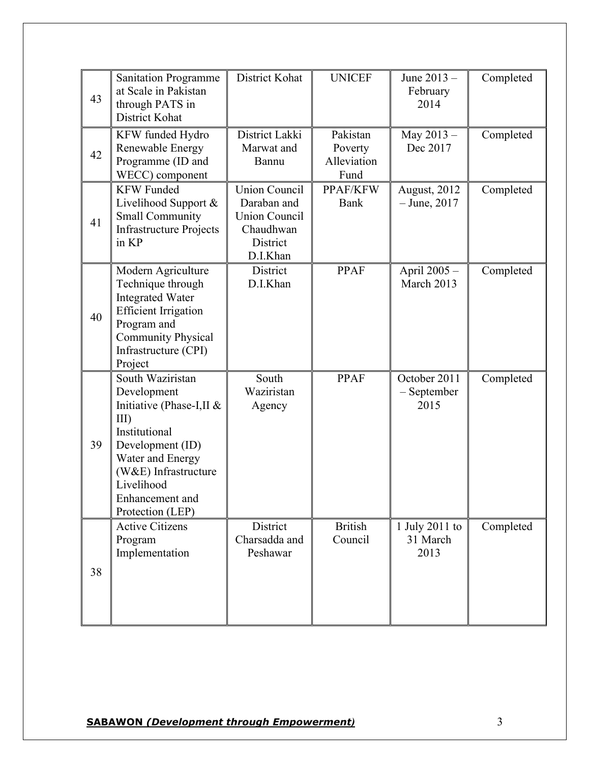| 43 | Sanitation Programme at Scale in Pakistan through PATS in District Kohat | District Kohat | UNICEF | June 2013 – February 2014 | Completed |
|---|---|---|---|---|---|
| 42 | KFW funded Hydro Renewable Energy Programme (ID and WECC) component | District Lakki Marwat and Bannu | Pakistan Poverty Alleviation Fund | May 2013 – Dec 2017 | Completed |
| 41 | KFW Funded Livelihood Support & Small Community Infrastructure Projects in KP | Union Council Daraban and Union Council Chaudhwan District D.I.Khan | PPAF/KFW Bank | August, 2012 – June, 2017 | Completed |
| 40 | Modern Agriculture Technique through Integrated Water Efficient Irrigation Program and Community Physical Infrastructure (CPI) Project | District D.I.Khan | PPAF | April 2005 – March 2013 | Completed |
| 39 | South Waziristan Development Initiative (Phase-I,II & III) Institutional Development (ID) Water and Energy (W&E) Infrastructure Livelihood Enhancement and Protection (LEP) | South Waziristan Agency | PPAF | October 2011 – September 2015 | Completed |
| 38 | Active Citizens Program Implementation | District Charsadda and Peshawar | British Council | 1 July 2011 to 31 March 2013 | Completed |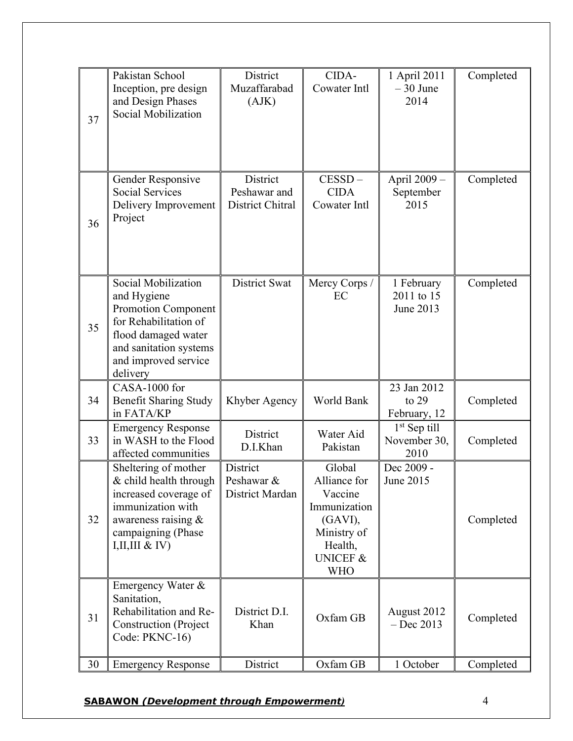| 37 | Pakistan School Inception, pre design and Design Phases Social Mobilization | District Muzaffarabad (AJK) | CIDA- Cowater Intl | 1 April 2011 – 30 June 2014 | Completed |
|---|---|---|---|---|---|
| 36 | Gender Responsive Social Services Delivery Improvement Project | District Peshawar and District Chitral | CESSD – CIDA Cowater Intl | April 2009 – September 2015 | Completed |
| 35 | Social Mobilization and Hygiene Promotion Component for Rehabilitation of flood damaged water and sanitation systems and improved service delivery | District Swat | Mercy Corps / EC | 1 February 2011 to 15 June 2013 | Completed |
| 34 | CASA-1000 for Benefit Sharing Study in FATA/KP | Khyber Agency | World Bank | 23 Jan 2012 to 29 February, 12 | Completed |
| 33 | Emergency Response in WASH to the Flood affected communities | District D.I.Khan | Water Aid Pakistan | 1st Sep till November 30, 2010 | Completed |
| 32 | Sheltering of mother & child health through increased coverage of immunization with awareness raising & campaigning (Phase I,II,III & IV) | District Peshawar & District Mardan | Global Alliance for Vaccine Immunization (GAVI), Ministry of Health, UNICEF & WHO | Dec 2009 - June 2015 | Completed |
| 31 | Emergency Water & Sanitation, Rehabilitation and Re-Construction (Project Code: PKNC-16) | District D.I. Khan | Oxfam GB | August 2012 – Dec 2013 | Completed |
| 30 | Emergency Response | District | Oxfam GB | 1 October | Completed |

**SABAWON** ***(Development through Empowerment)***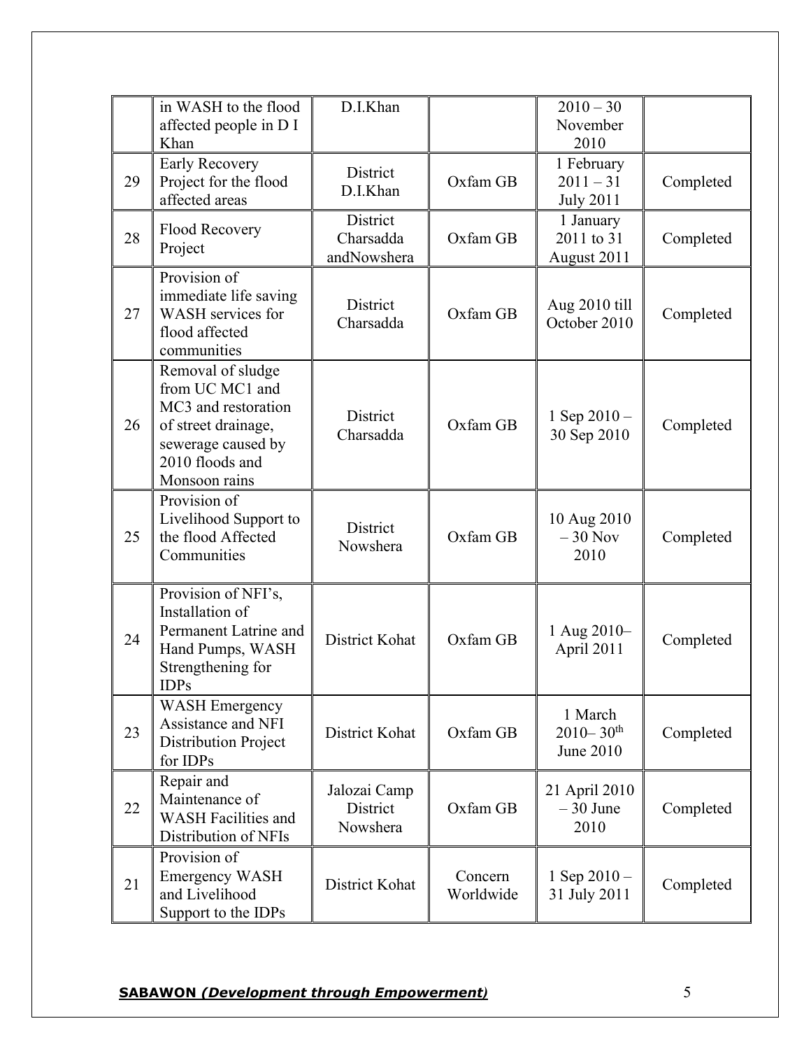|  | in WASH to the flood affected people in D I Khan | D.I.Khan |  | 2010 – 30 November 2010 |  |
|---|---|---|---|---|---|
| 29 | Early Recovery Project for the flood affected areas | District D.I.Khan | Oxfam GB | 1 February 2011 – 31 July 2011 | Completed |
| 28 | Flood Recovery Project | District Charsadda andNowshera | Oxfam GB | 1 January 2011 to 31 August 2011 | Completed |
| 27 | Provision of immediate life saving WASH services for flood affected communities | District Charsadda | Oxfam GB | Aug 2010 till October 2010 | Completed |
| 26 | Removal of sludge from UC MC1 and MC3 and restoration of street drainage, sewerage caused by 2010 floods and Monsoon rains | District Charsadda | Oxfam GB | 1 Sep 2010 – 30 Sep 2010 | Completed |
| 25 | Provision of Livelihood Support to the flood Affected Communities | District Nowshera | Oxfam GB | 10 Aug 2010 – 30 Nov 2010 | Completed |
| 24 | Provision of NFI's, Installation of Permanent Latrine and Hand Pumps, WASH Strengthening for IDPs | District Kohat | Oxfam GB | 1 Aug 2010– April 2011 | Completed |
| 23 | WASH Emergency Assistance and NFI Distribution Project for IDPs | District Kohat | Oxfam GB | 1 March 2010– 30th June 2010 | Completed |
| 22 | Repair and Maintenance of WASH Facilities and Distribution of NFIs | Jalozai Camp District Nowshera | Oxfam GB | 21 April 2010 – 30 June 2010 | Completed |
| 21 | Provision of Emergency WASH and Livelihood Support to the IDPs | District Kohat | Concern Worldwide | 1 Sep 2010 – 31 July 2011 | Completed |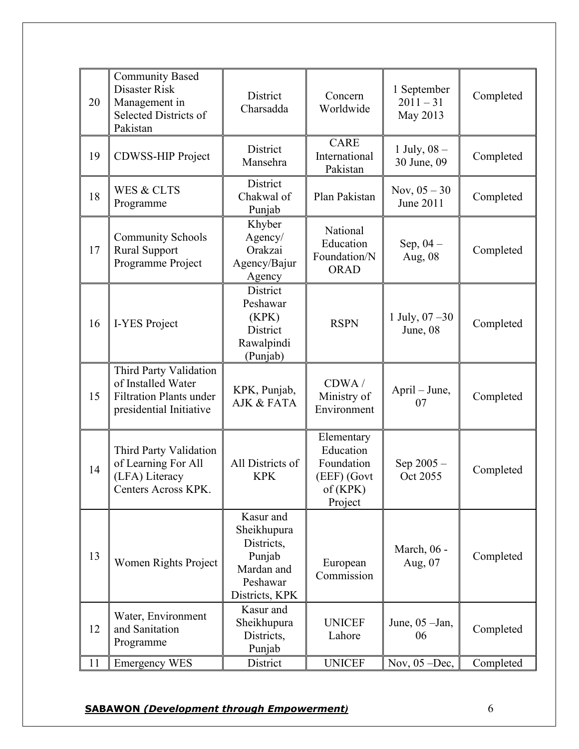| 20 | Community Based Disaster Risk Management in Selected Districts of Pakistan | District Charsadda | Concern Worldwide | 1 September 2011 – 31 May 2013 | Completed |
|---|---|---|---|---|---|
| 19 | CDWSS-HIP Project | District Mansehra | CARE International Pakistan | 1 July, 08 – 30 June, 09 | Completed |
| 18 | WES & CLTS Programme | District Chakwal of Punjab | Plan Pakistan | Nov, 05 – 30 June 2011 | Completed |
| 17 | Community Schools Rural Support Programme Project | Khyber Agency/ Orakzai Agency/Bajur Agency | National Education Foundation/NORAD | Sep, 04 – Aug, 08 | Completed |
| 16 | I-YES Project | District Peshawar (KPK) District Rawalpindi (Punjab) | RSPN | 1 July, 07 –30 June, 08 | Completed |
| 15 | Third Party Validation of Installed Water Filtration Plants under presidential Initiative | KPK, Punjab, AJK & FATA | CDWA / Ministry of Environment | April – June, 07 | Completed |
| 14 | Third Party Validation of Learning For All (LFA) Literacy Centers Across KPK. | All Districts of KPK | Elementary Education Foundation (EEF) (Govt of (KPK) Project | Sep 2005 – Oct 2055 | Completed |
| 13 | Women Rights Project | Kasur and Sheikhupura Districts, Punjab Mardan and Peshawar Districts, KPK | European Commission | March, 06 - Aug, 07 | Completed |
| 12 | Water, Environment and Sanitation Programme | Kasur and Sheikhupura Districts, Punjab | UNICEF Lahore | June, 05 –Jan, 06 | Completed |
| 11 | Emergency WES | District | UNICEF | Nov, 05 –Dec, | Completed |

**SABAWON** ***(Development through Empowerment)***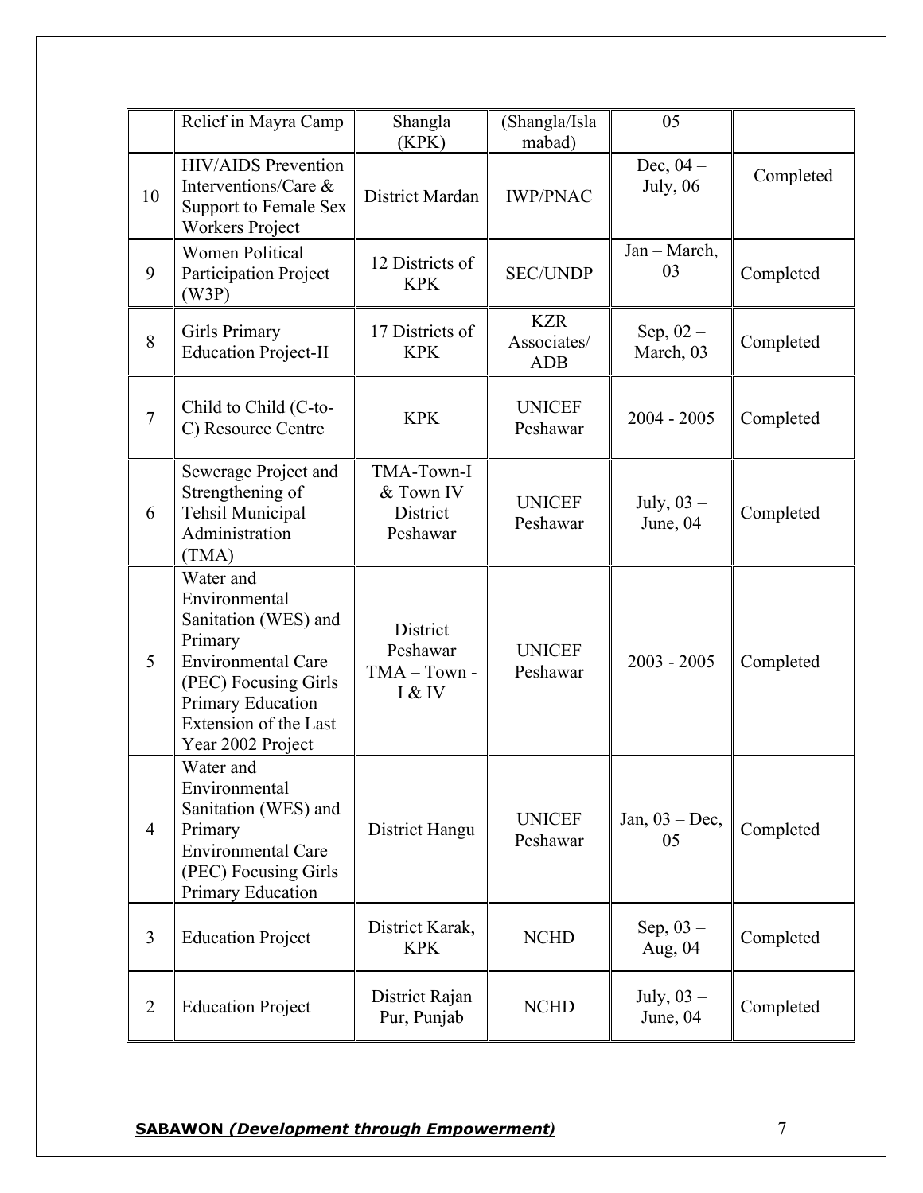| | | | | | |
|---|---|---|---|---|---|
| | Relief in Mayra Camp | Shangla (KPK) | (Shangla/Islamabad) | 05 | |
| 10 | HIV/AIDS Prevention Interventions/Care & Support to Female Sex Workers Project | District Mardan | IWP/PNAC | Dec, 04 – July, 06 | Completed |
| 9 | Women Political Participation Project (W3P) | 12 Districts of KPK | SEC/UNDP | Jan – March, 03 | Completed |
| 8 | Girls Primary Education Project-II | 17 Districts of KPK | KZR Associates/ ADB | Sep, 02 – March, 03 | Completed |
| 7 | Child to Child (C-to-C) Resource Centre | KPK | UNICEF Peshawar | 2004 - 2005 | Completed |
| 6 | Sewerage Project and Strengthening of Tehsil Municipal Administration (TMA) | TMA-Town-I & Town IV District Peshawar | UNICEF Peshawar | July, 03 – June, 04 | Completed |
| 5 | Water and Environmental Sanitation (WES) and Primary Environmental Care (PEC) Focusing Girls Primary Education Extension of the Last Year 2002 Project | District Peshawar TMA – Town - I & IV | UNICEF Peshawar | 2003 - 2005 | Completed |
| 4 | Water and Environmental Sanitation (WES) and Primary Environmental Care (PEC) Focusing Girls Primary Education | District Hangu | UNICEF Peshawar | Jan, 03 – Dec, 05 | Completed |
| 3 | Education Project | District Karak, KPK | NCHD | Sep, 03 – Aug, 04 | Completed |
| 2 | Education Project | District Rajan Pur, Punjab | NCHD | July, 03 – June, 04 | Completed |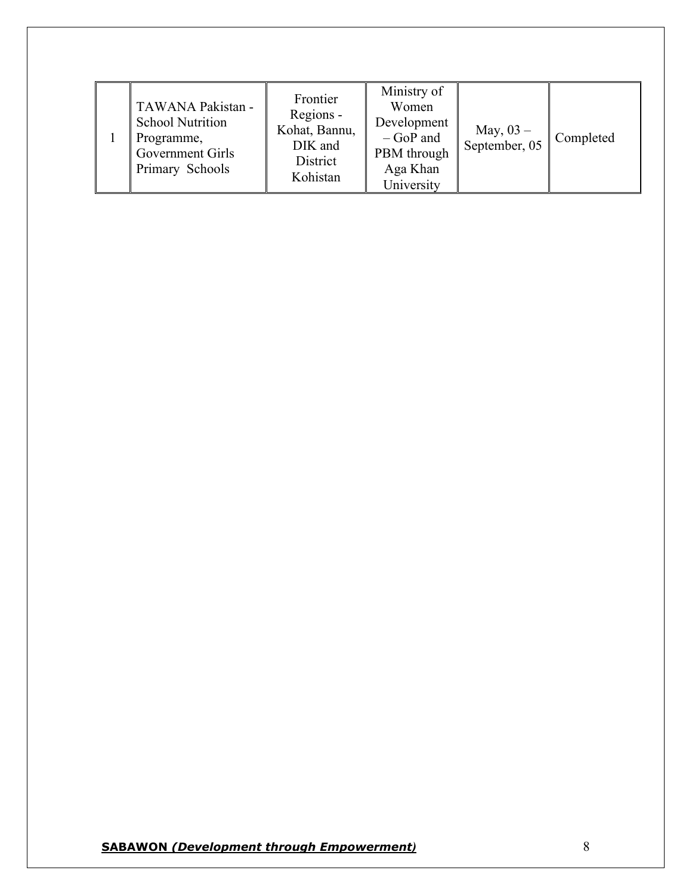| | | | | | |
|---|---|---|---|---|---|
| 1 | TAWANA Pakistan - School Nutrition Programme, Government Girls Primary Schools | Frontier Regions - Kohat, Bannu, DIK and District Kohistan | Ministry of Women Development – GoP and PBM through Aga Khan University | May, 03 – September, 05 | Completed |